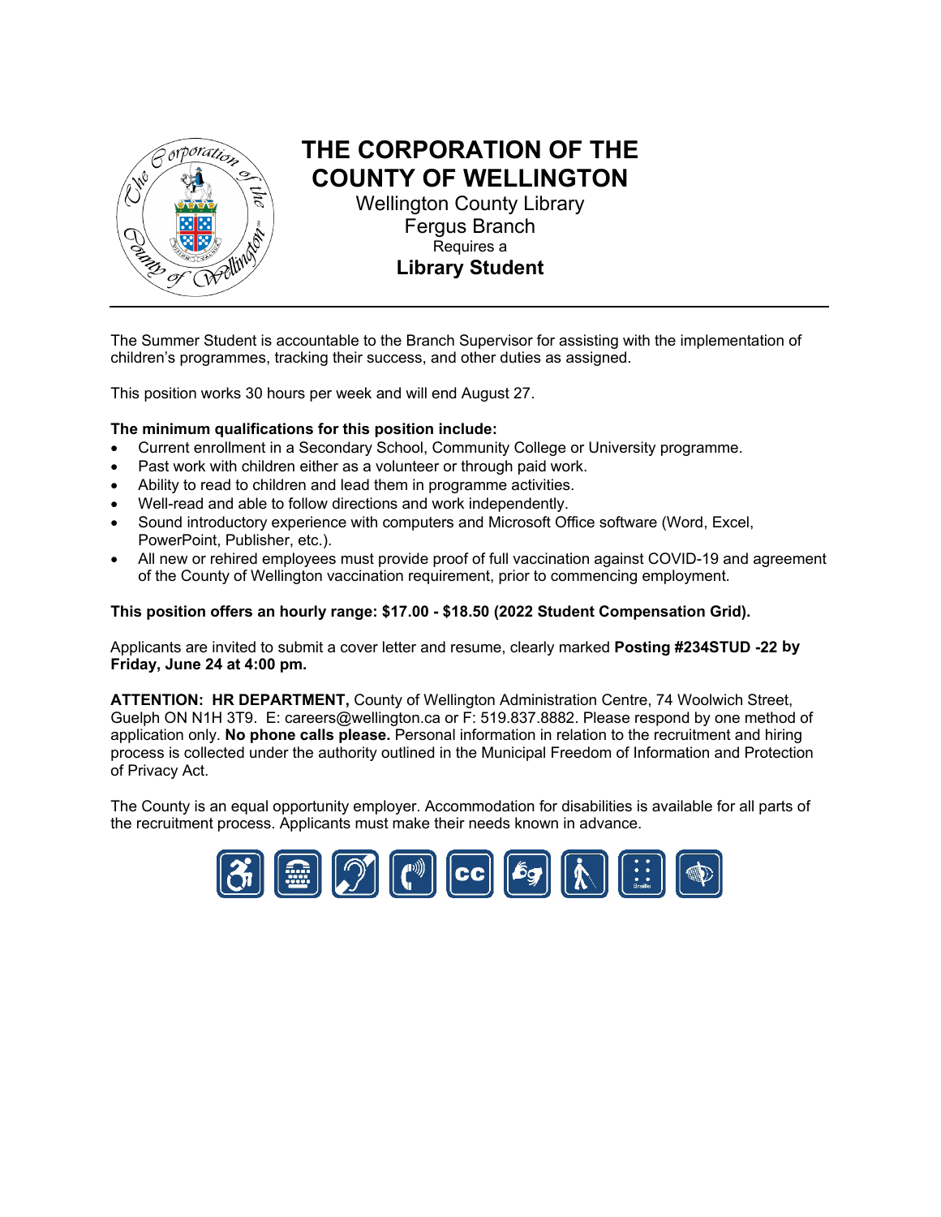# THE CORPORATION OF THE COUNTY OF WELLINGTON

Wellington County Library
Fergus Branch
Requires a
**Library Student**

---

The Summer Student is accountable to the Branch Supervisor for assisting with the implementation of children's programmes, tracking their success, and other duties as assigned.

This position works 30 hours per week and will end August 27.

**The minimum qualifications for this position include:**

- Current enrollment in a Secondary School, Community College or University programme.
- Past work with children either as a volunteer or through paid work.
- Ability to read to children and lead them in programme activities.
- Well-read and able to follow directions and work independently.
- Sound introductory experience with computers and Microsoft Office software (Word, Excel, PowerPoint, Publisher, etc.).
- All new or rehired employees must provide proof of full vaccination against COVID-19 and agreement of the County of Wellington vaccination requirement, prior to commencing employment.

**This position offers an hourly range: $17.00 - $18.50 (2022 Student Compensation Grid).**

Applicants are invited to submit a cover letter and resume, clearly marked **Posting #234STUD -22 by Friday, June 24 at 4:00 pm.**

**ATTENTION: HR DEPARTMENT,** County of Wellington Administration Centre, 74 Woolwich Street, Guelph ON N1H 3T9. E: careers@wellington.ca or F: 519.837.8882. Please respond by one method of application only. **No phone calls please.** Personal information in relation to the recruitment and hiring process is collected under the authority outlined in the Municipal Freedom of Information and Protection of Privacy Act.

The County is an equal opportunity employer. Accommodation for disabilities is available for all parts of the recruitment process. Applicants must make their needs known in advance.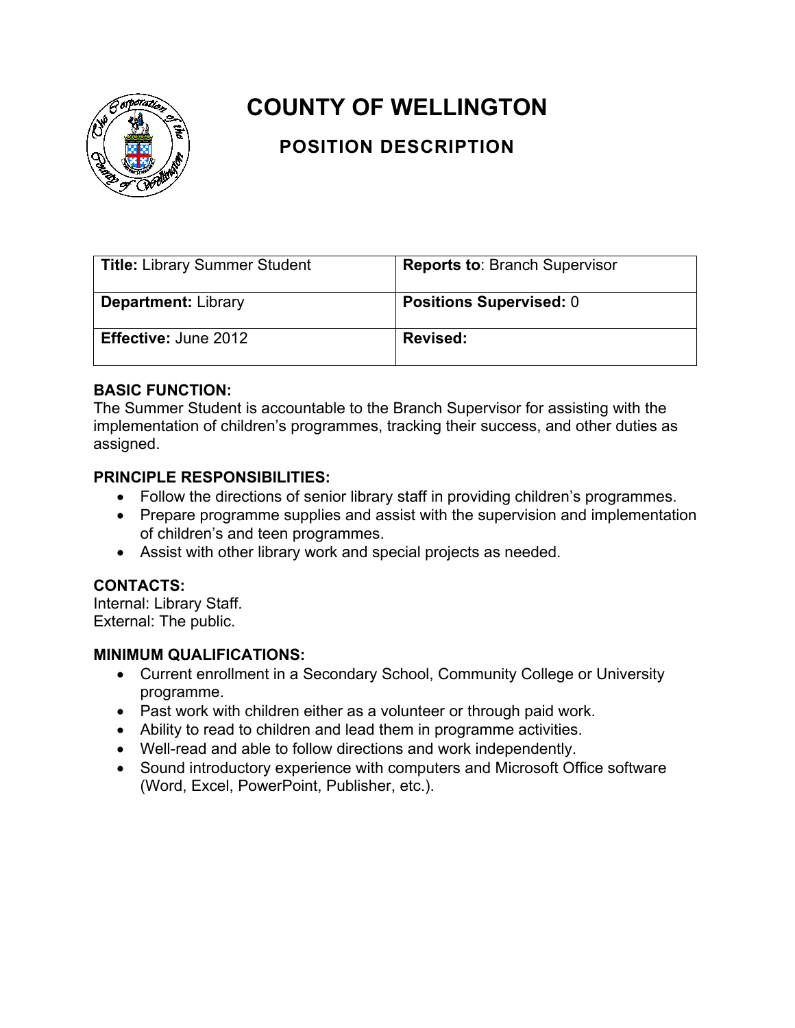# COUNTY OF WELLINGTON

## POSITION DESCRIPTION

| | |
|---|---|
| **Title:** Library Summer Student | **Reports to**: Branch Supervisor |
| **Department:** Library | **Positions Supervised:** 0 |
| **Effective:** June 2012 | **Revised:** |

**BASIC FUNCTION:**
The Summer Student is accountable to the Branch Supervisor for assisting with the implementation of children's programmes, tracking their success, and other duties as assigned.

**PRINCIPLE RESPONSIBILITIES:**

- Follow the directions of senior library staff in providing children's programmes.
- Prepare programme supplies and assist with the supervision and implementation of children's and teen programmes.
- Assist with other library work and special projects as needed.

**CONTACTS:**
Internal: Library Staff.
External: The public.

**MINIMUM QUALIFICATIONS:**

- Current enrollment in a Secondary School, Community College or University programme.
- Past work with children either as a volunteer or through paid work.
- Ability to read to children and lead them in programme activities.
- Well-read and able to follow directions and work independently.
- Sound introductory experience with computers and Microsoft Office software (Word, Excel, PowerPoint, Publisher, etc.).